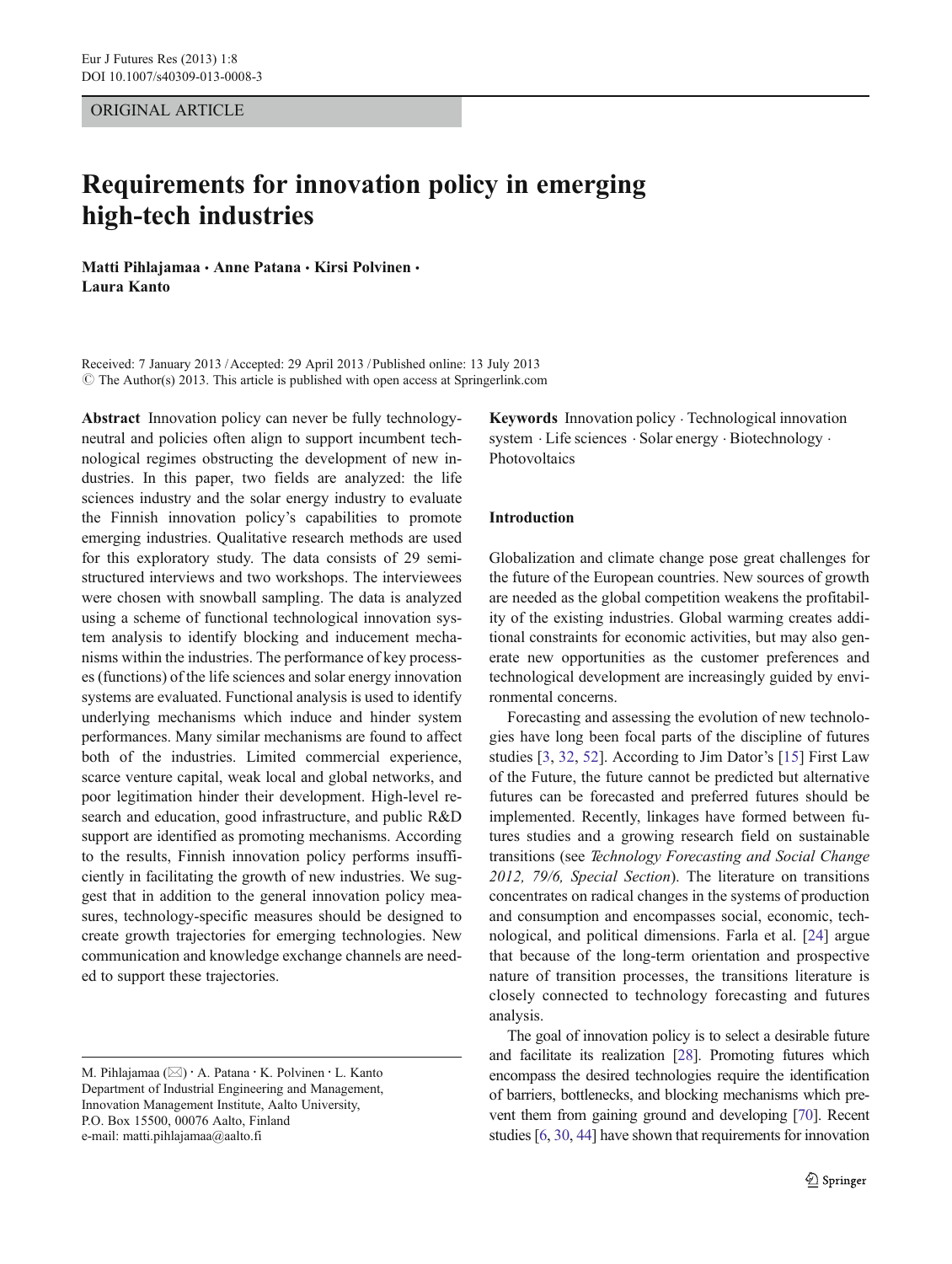ORIGINAL ARTICLE

# Requirements for innovation policy in emerging high-tech industries

**Matti Pihlajamaa · Anne Patana · Kirsi Polvinen · Laura Kanto**

Received: 7 January 2013 / Accepted: 29 April 2013 / Published online: 13 July 2013
© The Author(s) 2013. This article is published with open access at Springerlink.com

**Abstract** Innovation policy can never be fully technology-neutral and policies often align to support incumbent technological regimes obstructing the development of new industries. In this paper, two fields are analyzed: the life sciences industry and the solar energy industry to evaluate the Finnish innovation policy's capabilities to promote emerging industries. Qualitative research methods are used for this exploratory study. The data consists of 29 semi-structured interviews and two workshops. The interviewees were chosen with snowball sampling. The data is analyzed using a scheme of functional technological innovation system analysis to identify blocking and inducement mechanisms within the industries. The performance of key processes (functions) of the life sciences and solar energy innovation systems are evaluated. Functional analysis is used to identify underlying mechanisms which induce and hinder system performances. Many similar mechanisms are found to affect both of the industries. Limited commercial experience, scarce venture capital, weak local and global networks, and poor legitimation hinder their development. High-level research and education, good infrastructure, and public R&D support are identified as promoting mechanisms. According to the results, Finnish innovation policy performs insufficiently in facilitating the growth of new industries. We suggest that in addition to the general innovation policy measures, technology-specific measures should be designed to create growth trajectories for emerging technologies. New communication and knowledge exchange channels are needed to support these trajectories.

**Keywords** Innovation policy · Technological innovation system · Life sciences · Solar energy · Biotechnology · Photovoltaics

M. Pihlajamaa (✉) · A. Patana · K. Polvinen · L. Kanto
Department of Industrial Engineering and Management, Innovation Management Institute, Aalto University, P.O. Box 15500, 00076 Aalto, Finland
e-mail: matti.pihlajamaa@aalto.fi

## Introduction

Globalization and climate change pose great challenges for the future of the European countries. New sources of growth are needed as the global competition weakens the profitability of the existing industries. Global warming creates additional constraints for economic activities, but may also generate new opportunities as the customer preferences and technological development are increasingly guided by environmental concerns.

Forecasting and assessing the evolution of new technologies have long been focal parts of the discipline of futures studies [3, 32, 52]. According to Jim Dator's [15] First Law of the Future, the future cannot be predicted but alternative futures can be forecasted and preferred futures should be implemented. Recently, linkages have formed between futures studies and a growing research field on sustainable transitions (see *Technology Forecasting and Social Change 2012, 79/6, Special Section*). The literature on transitions concentrates on radical changes in the systems of production and consumption and encompasses social, economic, technological, and political dimensions. Farla et al. [24] argue that because of the long-term orientation and prospective nature of transition processes, the transitions literature is closely connected to technology forecasting and futures analysis.

The goal of innovation policy is to select a desirable future and facilitate its realization [28]. Promoting futures which encompass the desired technologies require the identification of barriers, bottlenecks, and blocking mechanisms which prevent them from gaining ground and developing [70]. Recent studies [6, 30, 44] have shown that requirements for innovation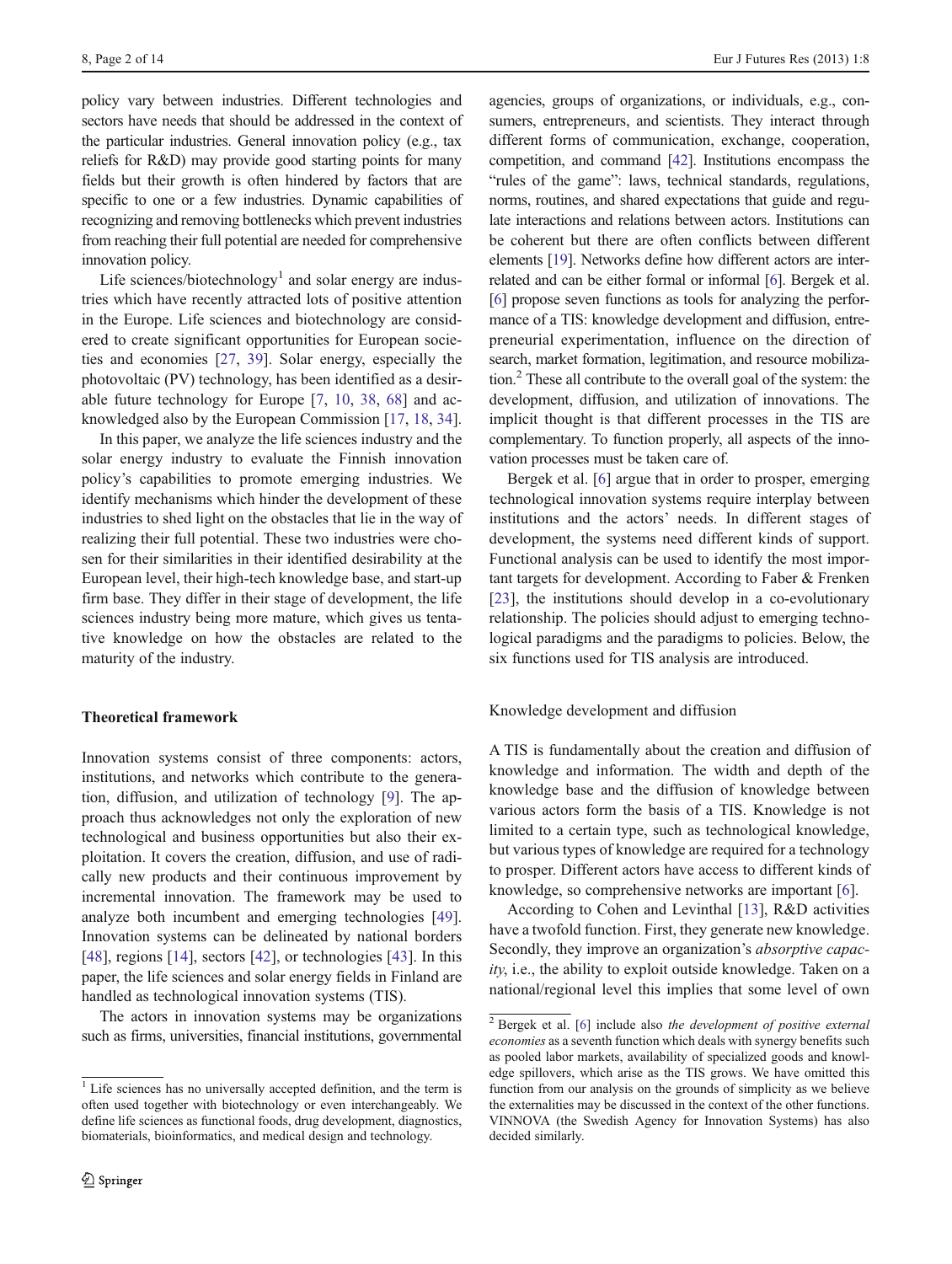policy vary between industries. Different technologies and sectors have needs that should be addressed in the context of the particular industries. General innovation policy (e.g., tax reliefs for R&D) may provide good starting points for many fields but their growth is often hindered by factors that are specific to one or a few industries. Dynamic capabilities of recognizing and removing bottlenecks which prevent industries from reaching their full potential are needed for comprehensive innovation policy.

Life sciences/biotechnology[1] and solar energy are industries which have recently attracted lots of positive attention in the Europe. Life sciences and biotechnology are considered to create significant opportunities for European societies and economies [27, 39]. Solar energy, especially the photovoltaic (PV) technology, has been identified as a desirable future technology for Europe [7, 10, 38, 68] and acknowledged also by the European Commission [17, 18, 34].

In this paper, we analyze the life sciences industry and the solar energy industry to evaluate the Finnish innovation policy's capabilities to promote emerging industries. We identify mechanisms which hinder the development of these industries to shed light on the obstacles that lie in the way of realizing their full potential. These two industries were chosen for their similarities in their identified desirability at the European level, their high-tech knowledge base, and start-up firm base. They differ in their stage of development, the life sciences industry being more mature, which gives us tentative knowledge on how the obstacles are related to the maturity of the industry.

## Theoretical framework

Innovation systems consist of three components: actors, institutions, and networks which contribute to the generation, diffusion, and utilization of technology [9]. The approach thus acknowledges not only the exploration of new technological and business opportunities but also their exploitation. It covers the creation, diffusion, and use of radically new products and their continuous improvement by incremental innovation. The framework may be used to analyze both incumbent and emerging technologies [49]. Innovation systems can be delineated by national borders [48], regions [14], sectors [42], or technologies [43]. In this paper, the life sciences and solar energy fields in Finland are handled as technological innovation systems (TIS).

The actors in innovation systems may be organizations such as firms, universities, financial institutions, governmental agencies, groups of organizations, or individuals, e.g., consumers, entrepreneurs, and scientists. They interact through different forms of communication, exchange, cooperation, competition, and command [42]. Institutions encompass the "rules of the game": laws, technical standards, regulations, norms, routines, and shared expectations that guide and regulate interactions and relations between actors. Institutions can be coherent but there are often conflicts between different elements [19]. Networks define how different actors are interrelated and can be either formal or informal [6]. Bergek et al. [6] propose seven functions as tools for analyzing the performance of a TIS: knowledge development and diffusion, entrepreneurial experimentation, influence on the direction of search, market formation, legitimation, and resource mobilization.[2] These all contribute to the overall goal of the system: the development, diffusion, and utilization of innovations. The implicit thought is that different processes in the TIS are complementary. To function properly, all aspects of the innovation processes must be taken care of.

Bergek et al. [6] argue that in order to prosper, emerging technological innovation systems require interplay between institutions and the actors' needs. In different stages of development, the systems need different kinds of support. Functional analysis can be used to identify the most important targets for development. According to Faber & Frenken [23], the institutions should develop in a co-evolutionary relationship. The policies should adjust to emerging technological paradigms and the paradigms to policies. Below, the six functions used for TIS analysis are introduced.

### Knowledge development and diffusion

A TIS is fundamentally about the creation and diffusion of knowledge and information. The width and depth of the knowledge base and the diffusion of knowledge between various actors form the basis of a TIS. Knowledge is not limited to a certain type, such as technological knowledge, but various types of knowledge are required for a technology to prosper. Different actors have access to different kinds of knowledge, so comprehensive networks are important [6].

According to Cohen and Levinthal [13], R&D activities have a twofold function. First, they generate new knowledge. Secondly, they improve an organization's *absorptive capacity*, i.e., the ability to exploit outside knowledge. Taken on a national/regional level this implies that some level of own

---

[1] Life sciences has no universally accepted definition, and the term is often used together with biotechnology or even interchangeably. We define life sciences as functional foods, drug development, diagnostics, biomaterials, bioinformatics, and medical design and technology.

[2] Bergek et al. [6] include also *the development of positive external economies* as a seventh function which deals with synergy benefits such as pooled labor markets, availability of specialized goods and knowledge spillovers, which arise as the TIS grows. We have omitted this function from our analysis on the grounds of simplicity as we believe the externalities may be discussed in the context of the other functions. VINNOVA (the Swedish Agency for Innovation Systems) has also decided similarly.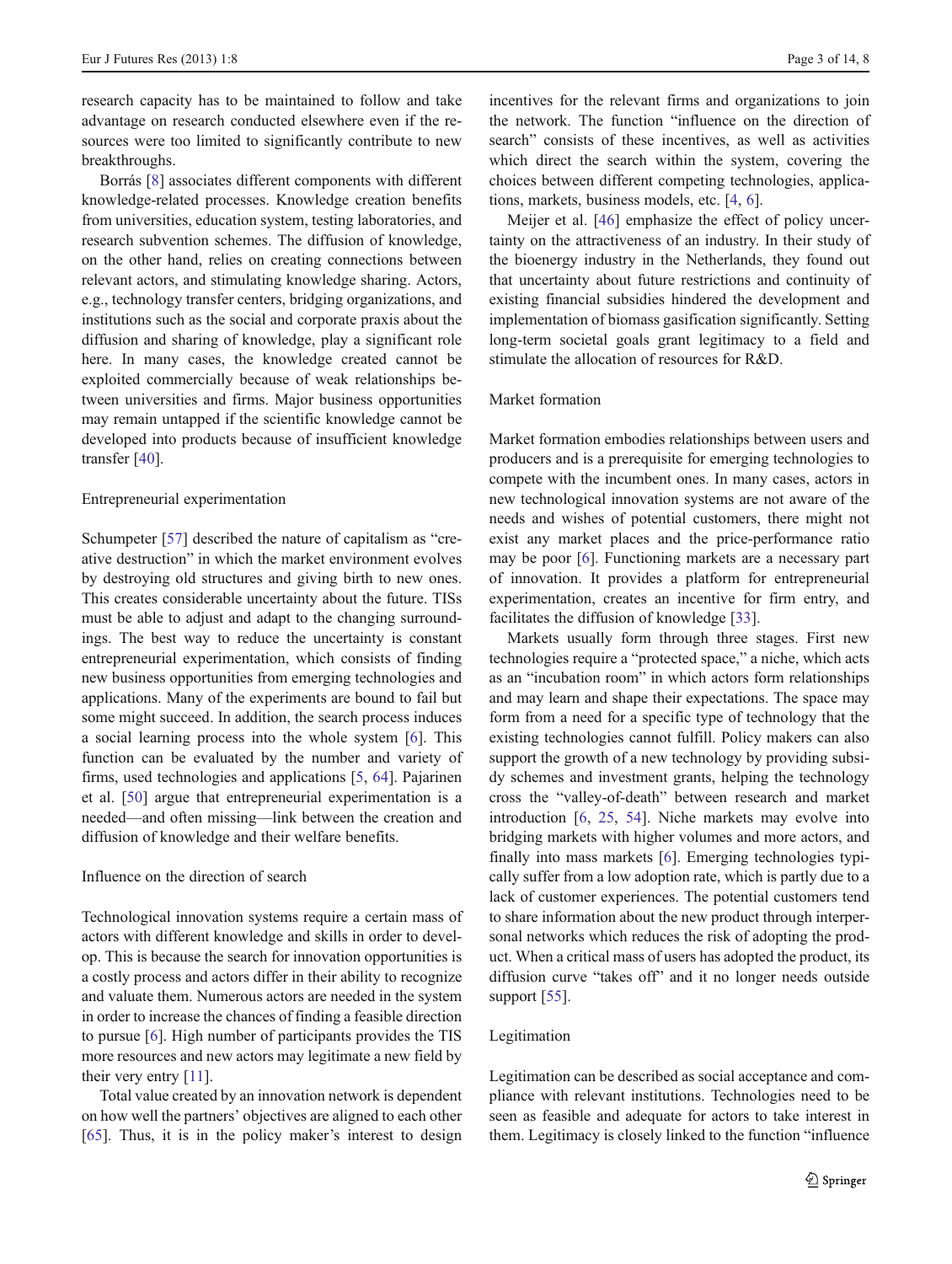research capacity has to be maintained to follow and take advantage on research conducted elsewhere even if the resources were too limited to significantly contribute to new breakthroughs.

Borrás [8] associates different components with different knowledge-related processes. Knowledge creation benefits from universities, education system, testing laboratories, and research subvention schemes. The diffusion of knowledge, on the other hand, relies on creating connections between relevant actors, and stimulating knowledge sharing. Actors, e.g., technology transfer centers, bridging organizations, and institutions such as the social and corporate praxis about the diffusion and sharing of knowledge, play a significant role here. In many cases, the knowledge created cannot be exploited commercially because of weak relationships between universities and firms. Major business opportunities may remain untapped if the scientific knowledge cannot be developed into products because of insufficient knowledge transfer [40].

### Entrepreneurial experimentation

Schumpeter [57] described the nature of capitalism as "creative destruction" in which the market environment evolves by destroying old structures and giving birth to new ones. This creates considerable uncertainty about the future. TISs must be able to adjust and adapt to the changing surroundings. The best way to reduce the uncertainty is constant entrepreneurial experimentation, which consists of finding new business opportunities from emerging technologies and applications. Many of the experiments are bound to fail but some might succeed. In addition, the search process induces a social learning process into the whole system [6]. This function can be evaluated by the number and variety of firms, used technologies and applications [5, 64]. Pajarinen et al. [50] argue that entrepreneurial experimentation is a needed—and often missing—link between the creation and diffusion of knowledge and their welfare benefits.

### Influence on the direction of search

Technological innovation systems require a certain mass of actors with different knowledge and skills in order to develop. This is because the search for innovation opportunities is a costly process and actors differ in their ability to recognize and valuate them. Numerous actors are needed in the system in order to increase the chances of finding a feasible direction to pursue [6]. High number of participants provides the TIS more resources and new actors may legitimate a new field by their very entry [11].

Total value created by an innovation network is dependent on how well the partners' objectives are aligned to each other [65]. Thus, it is in the policy maker's interest to design incentives for the relevant firms and organizations to join the network. The function "influence on the direction of search" consists of these incentives, as well as activities which direct the search within the system, covering the choices between different competing technologies, applications, markets, business models, etc. [4, 6].

Meijer et al. [46] emphasize the effect of policy uncertainty on the attractiveness of an industry. In their study of the bioenergy industry in the Netherlands, they found out that uncertainty about future restrictions and continuity of existing financial subsidies hindered the development and implementation of biomass gasification significantly. Setting long-term societal goals grant legitimacy to a field and stimulate the allocation of resources for R&D.

### Market formation

Market formation embodies relationships between users and producers and is a prerequisite for emerging technologies to compete with the incumbent ones. In many cases, actors in new technological innovation systems are not aware of the needs and wishes of potential customers, there might not exist any market places and the price-performance ratio may be poor [6]. Functioning markets are a necessary part of innovation. It provides a platform for entrepreneurial experimentation, creates an incentive for firm entry, and facilitates the diffusion of knowledge [33].

Markets usually form through three stages. First new technologies require a "protected space," a niche, which acts as an "incubation room" in which actors form relationships and may learn and shape their expectations. The space may form from a need for a specific type of technology that the existing technologies cannot fulfill. Policy makers can also support the growth of a new technology by providing subsidy schemes and investment grants, helping the technology cross the "valley-of-death" between research and market introduction [6, 25, 54]. Niche markets may evolve into bridging markets with higher volumes and more actors, and finally into mass markets [6]. Emerging technologies typically suffer from a low adoption rate, which is partly due to a lack of customer experiences. The potential customers tend to share information about the new product through interpersonal networks which reduces the risk of adopting the product. When a critical mass of users has adopted the product, its diffusion curve "takes off" and it no longer needs outside support [55].

### Legitimation

Legitimation can be described as social acceptance and compliance with relevant institutions. Technologies need to be seen as feasible and adequate for actors to take interest in them. Legitimacy is closely linked to the function "influence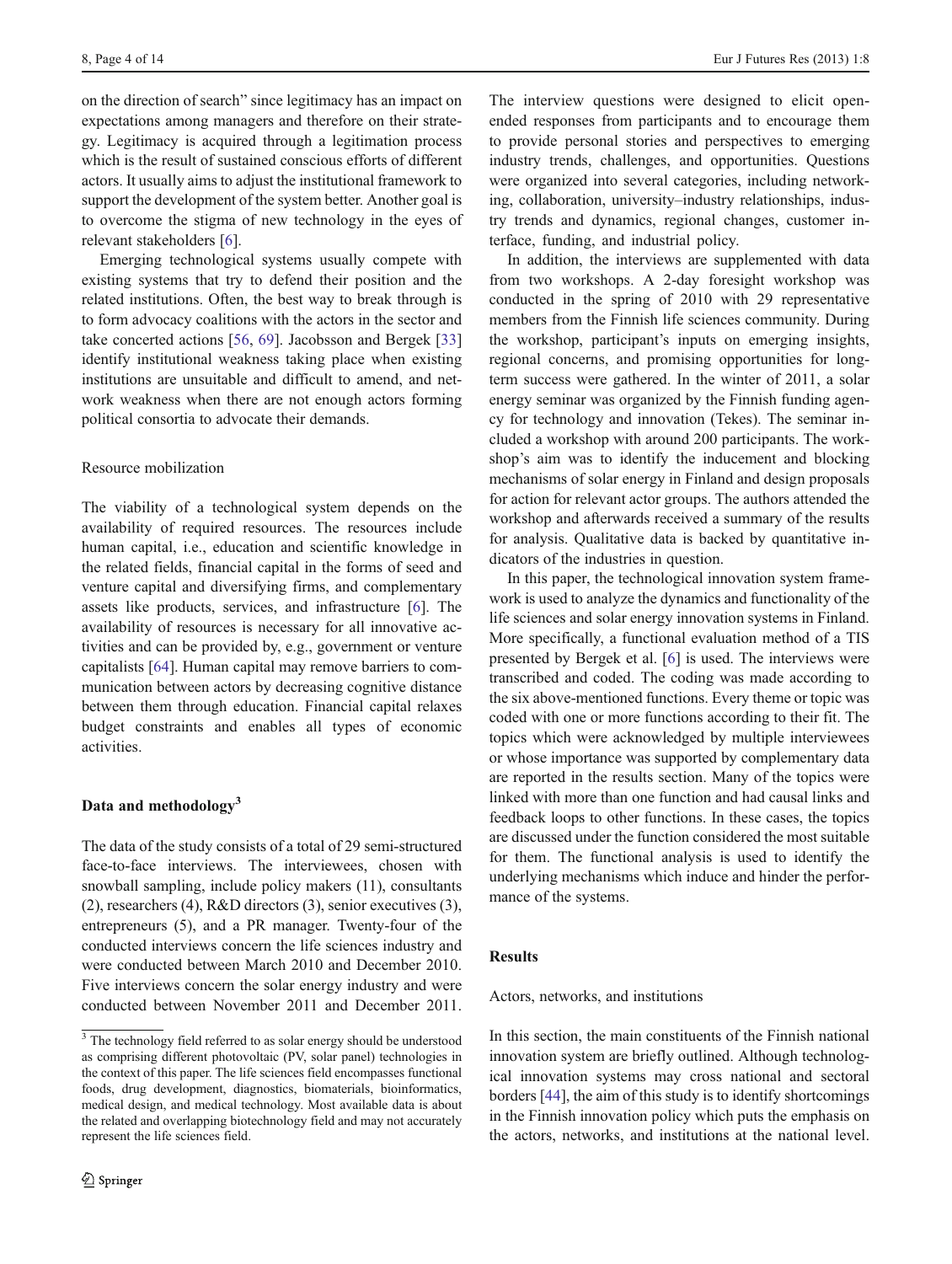on the direction of search" since legitimacy has an impact on expectations among managers and therefore on their strategy. Legitimacy is acquired through a legitimation process which is the result of sustained conscious efforts of different actors. It usually aims to adjust the institutional framework to support the development of the system better. Another goal is to overcome the stigma of new technology in the eyes of relevant stakeholders [6].

Emerging technological systems usually compete with existing systems that try to defend their position and the related institutions. Often, the best way to break through is to form advocacy coalitions with the actors in the sector and take concerted actions [56, 69]. Jacobsson and Bergek [33] identify institutional weakness taking place when existing institutions are unsuitable and difficult to amend, and network weakness when there are not enough actors forming political consortia to advocate their demands.

### Resource mobilization

The viability of a technological system depends on the availability of required resources. The resources include human capital, i.e., education and scientific knowledge in the related fields, financial capital in the forms of seed and venture capital and diversifying firms, and complementary assets like products, services, and infrastructure [6]. The availability of resources is necessary for all innovative activities and can be provided by, e.g., government or venture capitalists [64]. Human capital may remove barriers to communication between actors by decreasing cognitive distance between them through education. Financial capital relaxes budget constraints and enables all types of economic activities.

## Data and methodology[3]

The data of the study consists of a total of 29 semi-structured face-to-face interviews. The interviewees, chosen with snowball sampling, include policy makers (11), consultants (2), researchers (4), R&D directors (3), senior executives (3), entrepreneurs (5), and a PR manager. Twenty-four of the conducted interviews concern the life sciences industry and were conducted between March 2010 and December 2010. Five interviews concern the solar energy industry and were conducted between November 2011 and December 2011. The interview questions were designed to elicit open-ended responses from participants and to encourage them to provide personal stories and perspectives to emerging industry trends, challenges, and opportunities. Questions were organized into several categories, including networking, collaboration, university–industry relationships, industry trends and dynamics, regional changes, customer interface, funding, and industrial policy.

In addition, the interviews are supplemented with data from two workshops. A 2-day foresight workshop was conducted in the spring of 2010 with 29 representative members from the Finnish life sciences community. During the workshop, participant's inputs on emerging insights, regional concerns, and promising opportunities for long-term success were gathered. In the winter of 2011, a solar energy seminar was organized by the Finnish funding agency for technology and innovation (Tekes). The seminar included a workshop with around 200 participants. The workshop's aim was to identify the inducement and blocking mechanisms of solar energy in Finland and design proposals for action for relevant actor groups. The authors attended the workshop and afterwards received a summary of the results for analysis. Qualitative data is backed by quantitative indicators of the industries in question.

In this paper, the technological innovation system framework is used to analyze the dynamics and functionality of the life sciences and solar energy innovation systems in Finland. More specifically, a functional evaluation method of a TIS presented by Bergek et al. [6] is used. The interviews were transcribed and coded. The coding was made according to the six above-mentioned functions. Every theme or topic was coded with one or more functions according to their fit. The topics which were acknowledged by multiple interviewees or whose importance was supported by complementary data are reported in the results section. Many of the topics were linked with more than one function and had causal links and feedback loops to other functions. In these cases, the topics are discussed under the function considered the most suitable for them. The functional analysis is used to identify the underlying mechanisms which induce and hinder the performance of the systems.

## Results

### Actors, networks, and institutions

In this section, the main constituents of the Finnish national innovation system are briefly outlined. Although technological innovation systems may cross national and sectoral borders [44], the aim of this study is to identify shortcomings in the Finnish innovation policy which puts the emphasis on the actors, networks, and institutions at the national level.

[3] The technology field referred to as solar energy should be understood as comprising different photovoltaic (PV, solar panel) technologies in the context of this paper. The life sciences field encompasses functional foods, drug development, diagnostics, biomaterials, bioinformatics, medical design, and medical technology. Most available data is about the related and overlapping biotechnology field and may not accurately represent the life sciences field.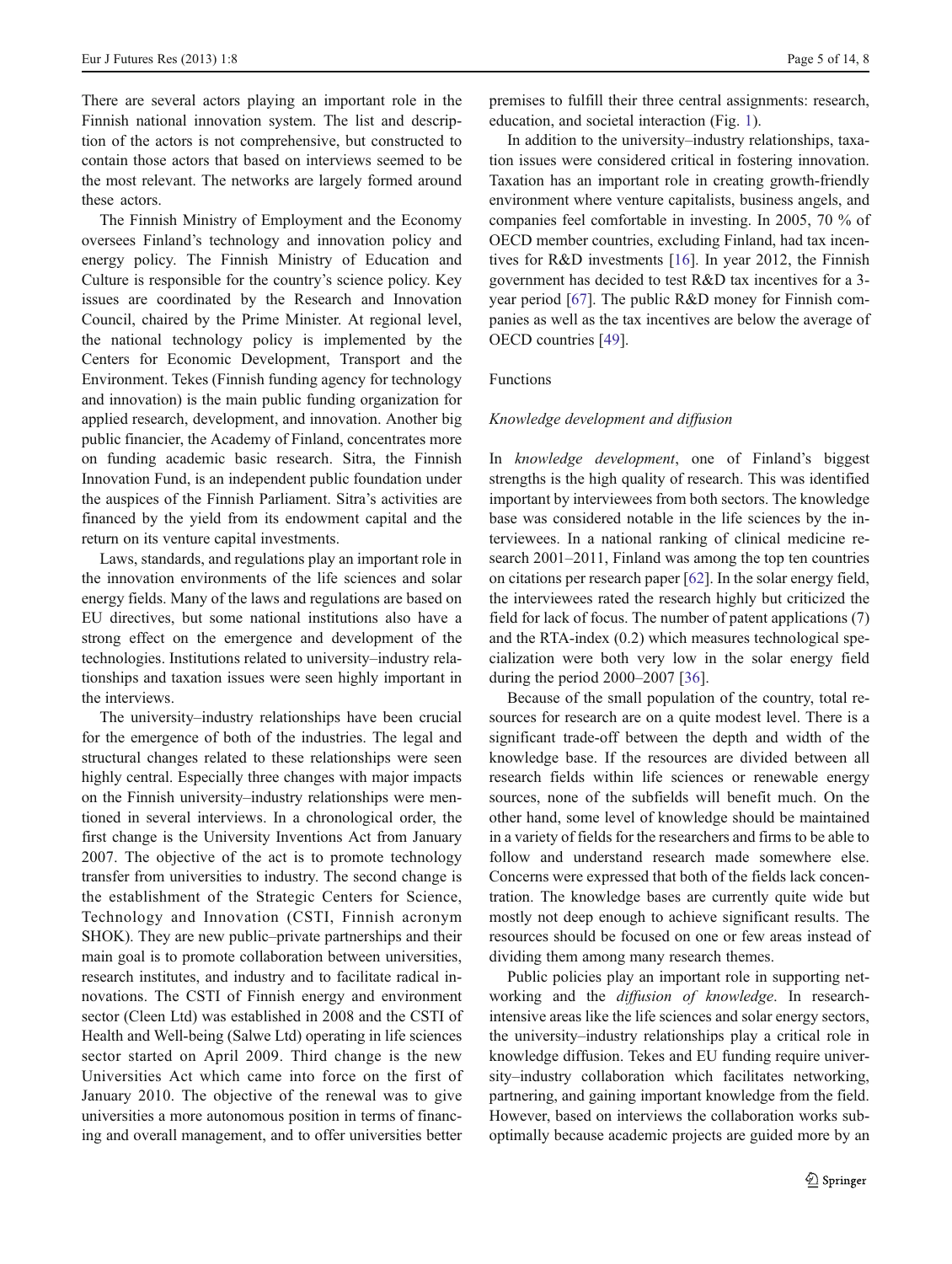There are several actors playing an important role in the Finnish national innovation system. The list and description of the actors is not comprehensive, but constructed to contain those actors that based on interviews seemed to be the most relevant. The networks are largely formed around these actors.

The Finnish Ministry of Employment and the Economy oversees Finland's technology and innovation policy and energy policy. The Finnish Ministry of Education and Culture is responsible for the country's science policy. Key issues are coordinated by the Research and Innovation Council, chaired by the Prime Minister. At regional level, the national technology policy is implemented by the Centers for Economic Development, Transport and the Environment. Tekes (Finnish funding agency for technology and innovation) is the main public funding organization for applied research, development, and innovation. Another big public financier, the Academy of Finland, concentrates more on funding academic basic research. Sitra, the Finnish Innovation Fund, is an independent public foundation under the auspices of the Finnish Parliament. Sitra's activities are financed by the yield from its endowment capital and the return on its venture capital investments.

Laws, standards, and regulations play an important role in the innovation environments of the life sciences and solar energy fields. Many of the laws and regulations are based on EU directives, but some national institutions also have a strong effect on the emergence and development of the technologies. Institutions related to university–industry relationships and taxation issues were seen highly important in the interviews.

The university–industry relationships have been crucial for the emergence of both of the industries. The legal and structural changes related to these relationships were seen highly central. Especially three changes with major impacts on the Finnish university–industry relationships were mentioned in several interviews. In a chronological order, the first change is the University Inventions Act from January 2007. The objective of the act is to promote technology transfer from universities to industry. The second change is the establishment of the Strategic Centers for Science, Technology and Innovation (CSTI, Finnish acronym SHOK). They are new public–private partnerships and their main goal is to promote collaboration between universities, research institutes, and industry and to facilitate radical innovations. The CSTI of Finnish energy and environment sector (Cleen Ltd) was established in 2008 and the CSTI of Health and Well-being (Salwe Ltd) operating in life sciences sector started on April 2009. Third change is the new Universities Act which came into force on the first of January 2010. The objective of the renewal was to give universities a more autonomous position in terms of financing and overall management, and to offer universities better premises to fulfill their three central assignments: research, education, and societal interaction (Fig. 1).

In addition to the university–industry relationships, taxation issues were considered critical in fostering innovation. Taxation has an important role in creating growth-friendly environment where venture capitalists, business angels, and companies feel comfortable in investing. In 2005, 70 % of OECD member countries, excluding Finland, had tax incentives for R&D investments [16]. In year 2012, the Finnish government has decided to test R&D tax incentives for a 3-year period [67]. The public R&D money for Finnish companies as well as the tax incentives are below the average of OECD countries [49].

## Functions

### *Knowledge development and diffusion*

In *knowledge development*, one of Finland's biggest strengths is the high quality of research. This was identified important by interviewees from both sectors. The knowledge base was considered notable in the life sciences by the interviewees. In a national ranking of clinical medicine research 2001–2011, Finland was among the top ten countries on citations per research paper [62]. In the solar energy field, the interviewees rated the research highly but criticized the field for lack of focus. The number of patent applications (7) and the RTA-index (0.2) which measures technological specialization were both very low in the solar energy field during the period 2000–2007 [36].

Because of the small population of the country, total resources for research are on a quite modest level. There is a significant trade-off between the depth and width of the knowledge base. If the resources are divided between all research fields within life sciences or renewable energy sources, none of the subfields will benefit much. On the other hand, some level of knowledge should be maintained in a variety of fields for the researchers and firms to be able to follow and understand research made somewhere else. Concerns were expressed that both of the fields lack concentration. The knowledge bases are currently quite wide but mostly not deep enough to achieve significant results. The resources should be focused on one or few areas instead of dividing them among many research themes.

Public policies play an important role in supporting networking and the *diffusion of knowledge*. In research-intensive areas like the life sciences and solar energy sectors, the university–industry relationships play a critical role in knowledge diffusion. Tekes and EU funding require university–industry collaboration which facilitates networking, partnering, and gaining important knowledge from the field. However, based on interviews the collaboration works suboptimally because academic projects are guided more by an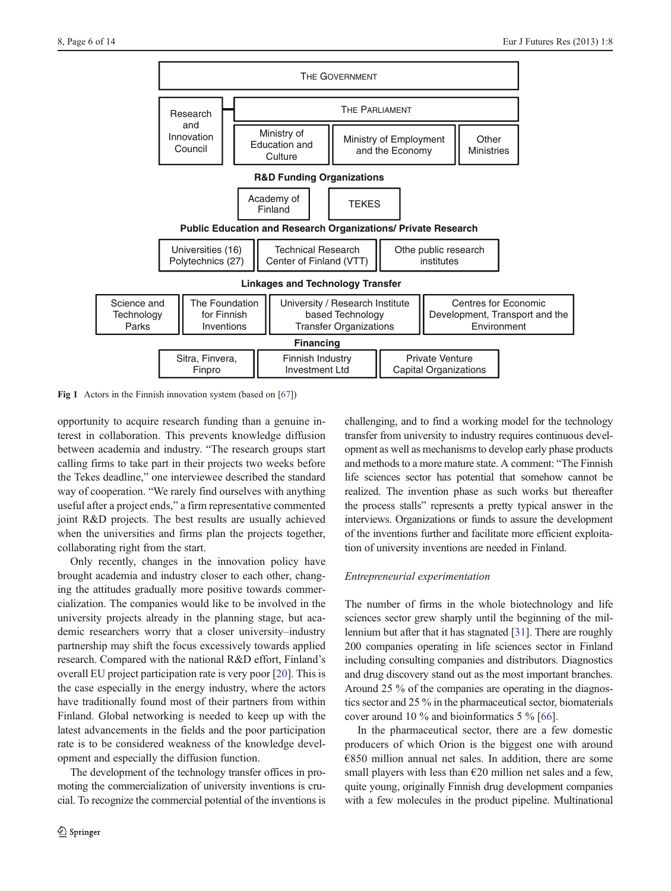THE GOVERNMENT

Research and Innovation Council | THE PARLIAMENT

Ministry of Education and Culture | Ministry of Employment and the Economy | Other Ministries

**R&D Funding Organizations**

Academy of Finland | TEKES

**Public Education and Research Organizations/ Private Research**

Universities (16) Polytechnics (27) | Technical Research Center of Finland (VTT) | Othe public research institutes

**Linkages and Technology Transfer**

Science and Technology Parks | The Foundation for Finnish Inventions | University / Research Institute based Technology Transfer Organizations | Centres for Economic Development, Transport and the Environment

**Financing**

Sitra, Finvera, Finpro | Finnish Industry Investment Ltd | Private Venture Capital Organizations

**Fig 1** Actors in the Finnish innovation system (based on [67])

opportunity to acquire research funding than a genuine interest in collaboration. This prevents knowledge diffusion between academia and industry. "The research groups start calling firms to take part in their projects two weeks before the Tekes deadline," one interviewee described the standard way of cooperation. "We rarely find ourselves with anything useful after a project ends," a firm representative commented joint R&D projects. The best results are usually achieved when the universities and firms plan the projects together, collaborating right from the start.

Only recently, changes in the innovation policy have brought academia and industry closer to each other, changing the attitudes gradually more positive towards commercialization. The companies would like to be involved in the university projects already in the planning stage, but academic researchers worry that a closer university–industry partnership may shift the focus excessively towards applied research. Compared with the national R&D effort, Finland's overall EU project participation rate is very poor [20]. This is the case especially in the energy industry, where the actors have traditionally found most of their partners from within Finland. Global networking is needed to keep up with the latest advancements in the fields and the poor participation rate is to be considered weakness of the knowledge development and especially the diffusion function.

The development of the technology transfer offices in promoting the commercialization of university inventions is crucial. To recognize the commercial potential of the inventions is challenging, and to find a working model for the technology transfer from university to industry requires continuous development as well as mechanisms to develop early phase products and methods to a more mature state. A comment: "The Finnish life sciences sector has potential that somehow cannot be realized. The invention phase as such works but thereafter the process stalls" represents a pretty typical answer in the interviews. Organizations or funds to assure the development of the inventions further and facilitate more efficient exploitation of university inventions are needed in Finland.

*Entrepreneurial experimentation*

The number of firms in the whole biotechnology and life sciences sector grew sharply until the beginning of the millennium but after that it has stagnated [31]. There are roughly 200 companies operating in life sciences sector in Finland including consulting companies and distributors. Diagnostics and drug discovery stand out as the most important branches. Around 25 % of the companies are operating in the diagnostics sector and 25 % in the pharmaceutical sector, biomaterials cover around 10 % and bioinformatics 5 % [66].

In the pharmaceutical sector, there are a few domestic producers of which Orion is the biggest one with around €850 million annual net sales. In addition, there are some small players with less than €20 million net sales and a few, quite young, originally Finnish drug development companies with a few molecules in the product pipeline. Multinational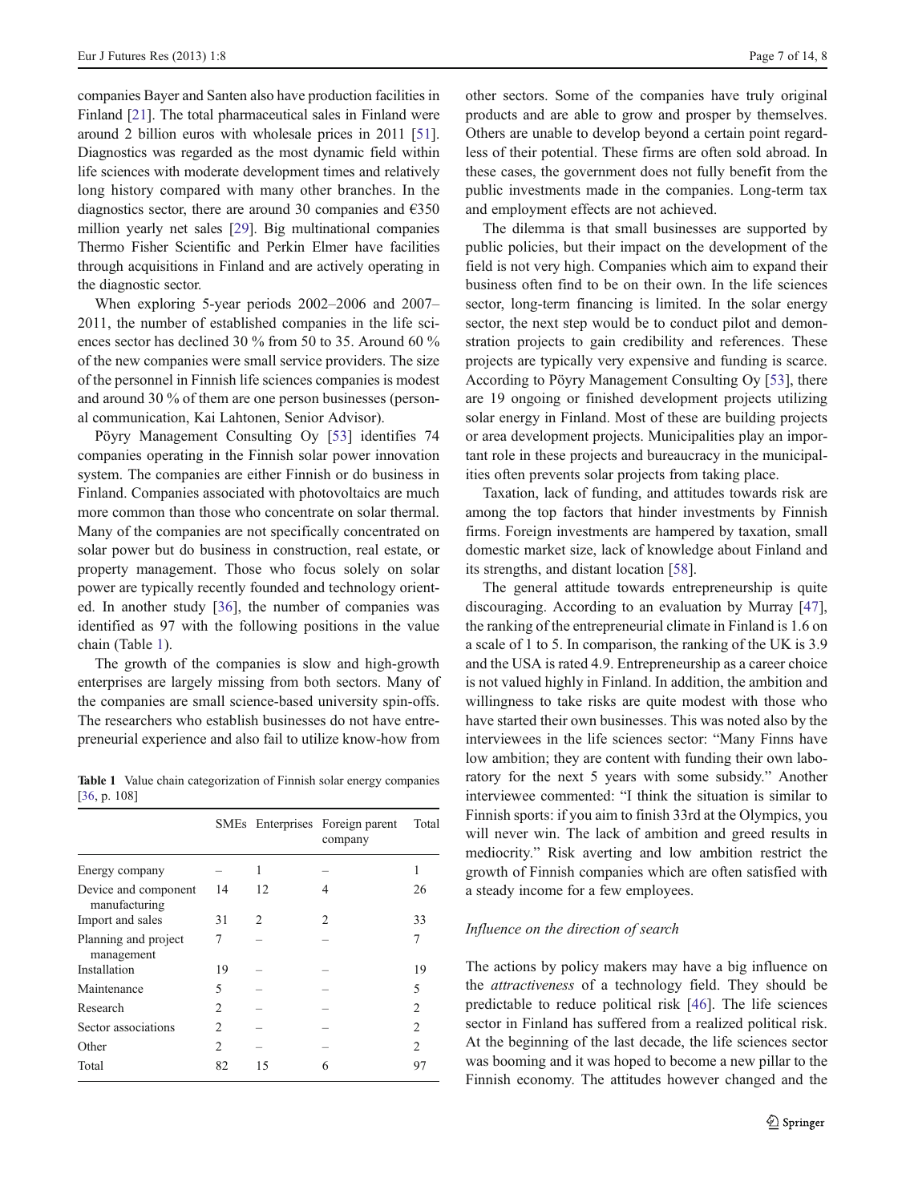companies Bayer and Santen also have production facilities in Finland [21]. The total pharmaceutical sales in Finland were around 2 billion euros with wholesale prices in 2011 [51]. Diagnostics was regarded as the most dynamic field within life sciences with moderate development times and relatively long history compared with many other branches. In the diagnostics sector, there are around 30 companies and €350 million yearly net sales [29]. Big multinational companies Thermo Fisher Scientific and Perkin Elmer have facilities through acquisitions in Finland and are actively operating in the diagnostic sector.

When exploring 5-year periods 2002–2006 and 2007–2011, the number of established companies in the life sciences sector has declined 30 % from 50 to 35. Around 60 % of the new companies were small service providers. The size of the personnel in Finnish life sciences companies is modest and around 30 % of them are one person businesses (personal communication, Kai Lahtonen, Senior Advisor).

Pöyry Management Consulting Oy [53] identifies 74 companies operating in the Finnish solar power innovation system. The companies are either Finnish or do business in Finland. Companies associated with photovoltaics are much more common than those who concentrate on solar thermal. Many of the companies are not specifically concentrated on solar power but do business in construction, real estate, or property management. Those who focus solely on solar power are typically recently founded and technology oriented. In another study [36], the number of companies was identified as 97 with the following positions in the value chain (Table 1).

The growth of the companies is slow and high-growth enterprises are largely missing from both sectors. Many of the companies are small science-based university spin-offs. The researchers who establish businesses do not have entrepreneurial experience and also fail to utilize know-how from other sectors. Some of the companies have truly original products and are able to grow and prosper by themselves. Others are unable to develop beyond a certain point regardless of their potential. These firms are often sold abroad. In these cases, the government does not fully benefit from the public investments made in the companies. Long-term tax and employment effects are not achieved.

**Table 1** Value chain categorization of Finnish solar energy companies [36, p. 108]

| | SMEs | Enterprises | Foreign parent company | Total |
|---|---|---|---|---|
| Energy company | – | 1 | – | 1 |
| Device and component manufacturing | 14 | 12 | 4 | 26 |
| Import and sales | 31 | 2 | 2 | 33 |
| Planning and project management | 7 | – | – | 7 |
| Installation | 19 | – | – | 19 |
| Maintenance | 5 | – | – | 5 |
| Research | 2 | – | – | 2 |
| Sector associations | 2 | – | – | 2 |
| Other | 2 | – | – | 2 |
| Total | 82 | 15 | 6 | 97 |

The dilemma is that small businesses are supported by public policies, but their impact on the development of the field is not very high. Companies which aim to expand their business often find to be on their own. In the life sciences sector, long-term financing is limited. In the solar energy sector, the next step would be to conduct pilot and demonstration projects to gain credibility and references. These projects are typically very expensive and funding is scarce. According to Pöyry Management Consulting Oy [53], there are 19 ongoing or finished development projects utilizing solar energy in Finland. Most of these are building projects or area development projects. Municipalities play an important role in these projects and bureaucracy in the municipalities often prevents solar projects from taking place.

Taxation, lack of funding, and attitudes towards risk are among the top factors that hinder investments by Finnish firms. Foreign investments are hampered by taxation, small domestic market size, lack of knowledge about Finland and its strengths, and distant location [58].

The general attitude towards entrepreneurship is quite discouraging. According to an evaluation by Murray [47], the ranking of the entrepreneurial climate in Finland is 1.6 on a scale of 1 to 5. In comparison, the ranking of the UK is 3.9 and the USA is rated 4.9. Entrepreneurship as a career choice is not valued highly in Finland. In addition, the ambition and willingness to take risks are quite modest with those who have started their own businesses. This was noted also by the interviewees in the life sciences sector: "Many Finns have low ambition; they are content with funding their own laboratory for the next 5 years with some subsidy." Another interviewee commented: "I think the situation is similar to Finnish sports: if you aim to finish 33rd at the Olympics, you will never win. The lack of ambition and greed results in mediocrity." Risk averting and low ambition restrict the growth of Finnish companies which are often satisfied with a steady income for a few employees.

### *Influence on the direction of search*

The actions by policy makers may have a big influence on the *attractiveness* of a technology field. They should be predictable to reduce political risk [46]. The life sciences sector in Finland has suffered from a realized political risk. At the beginning of the last decade, the life sciences sector was booming and it was hoped to become a new pillar to the Finnish economy. The attitudes however changed and the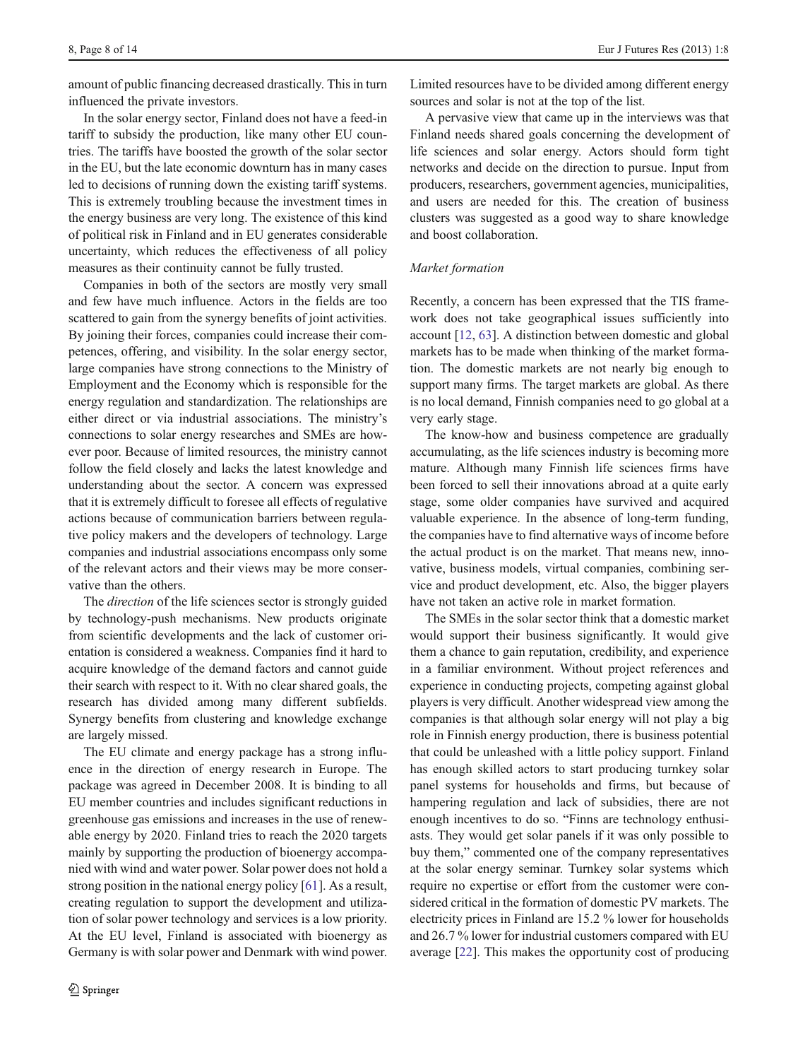amount of public financing decreased drastically. This in turn influenced the private investors.

In the solar energy sector, Finland does not have a feed-in tariff to subsidy the production, like many other EU countries. The tariffs have boosted the growth of the solar sector in the EU, but the late economic downturn has in many cases led to decisions of running down the existing tariff systems. This is extremely troubling because the investment times in the energy business are very long. The existence of this kind of political risk in Finland and in EU generates considerable uncertainty, which reduces the effectiveness of all policy measures as their continuity cannot be fully trusted.

Companies in both of the sectors are mostly very small and few have much influence. Actors in the fields are too scattered to gain from the synergy benefits of joint activities. By joining their forces, companies could increase their competences, offering, and visibility. In the solar energy sector, large companies have strong connections to the Ministry of Employment and the Economy which is responsible for the energy regulation and standardization. The relationships are either direct or via industrial associations. The ministry's connections to solar energy researches and SMEs are however poor. Because of limited resources, the ministry cannot follow the field closely and lacks the latest knowledge and understanding about the sector. A concern was expressed that it is extremely difficult to foresee all effects of regulative actions because of communication barriers between regulative policy makers and the developers of technology. Large companies and industrial associations encompass only some of the relevant actors and their views may be more conservative than the others.

The *direction* of the life sciences sector is strongly guided by technology-push mechanisms. New products originate from scientific developments and the lack of customer orientation is considered a weakness. Companies find it hard to acquire knowledge of the demand factors and cannot guide their search with respect to it. With no clear shared goals, the research has divided among many different subfields. Synergy benefits from clustering and knowledge exchange are largely missed.

The EU climate and energy package has a strong influence in the direction of energy research in Europe. The package was agreed in December 2008. It is binding to all EU member countries and includes significant reductions in greenhouse gas emissions and increases in the use of renewable energy by 2020. Finland tries to reach the 2020 targets mainly by supporting the production of bioenergy accompanied with wind and water power. Solar power does not hold a strong position in the national energy policy [61]. As a result, creating regulation to support the development and utilization of solar power technology and services is a low priority. At the EU level, Finland is associated with bioenergy as Germany is with solar power and Denmark with wind power. Limited resources have to be divided among different energy sources and solar is not at the top of the list.

A pervasive view that came up in the interviews was that Finland needs shared goals concerning the development of life sciences and solar energy. Actors should form tight networks and decide on the direction to pursue. Input from producers, researchers, government agencies, municipalities, and users are needed for this. The creation of business clusters was suggested as a good way to share knowledge and boost collaboration.

*Market formation*

Recently, a concern has been expressed that the TIS framework does not take geographical issues sufficiently into account [12, 63]. A distinction between domestic and global markets has to be made when thinking of the market formation. The domestic markets are not nearly big enough to support many firms. The target markets are global. As there is no local demand, Finnish companies need to go global at a very early stage.

The know-how and business competence are gradually accumulating, as the life sciences industry is becoming more mature. Although many Finnish life sciences firms have been forced to sell their innovations abroad at a quite early stage, some older companies have survived and acquired valuable experience. In the absence of long-term funding, the companies have to find alternative ways of income before the actual product is on the market. That means new, innovative, business models, virtual companies, combining service and product development, etc. Also, the bigger players have not taken an active role in market formation.

The SMEs in the solar sector think that a domestic market would support their business significantly. It would give them a chance to gain reputation, credibility, and experience in a familiar environment. Without project references and experience in conducting projects, competing against global players is very difficult. Another widespread view among the companies is that although solar energy will not play a big role in Finnish energy production, there is business potential that could be unleashed with a little policy support. Finland has enough skilled actors to start producing turnkey solar panel systems for households and firms, but because of hampering regulation and lack of subsidies, there are not enough incentives to do so. "Finns are technology enthusiasts. They would get solar panels if it was only possible to buy them," commented one of the company representatives at the solar energy seminar. Turnkey solar systems which require no expertise or effort from the customer were considered critical in the formation of domestic PV markets. The electricity prices in Finland are 15.2 % lower for households and 26.7 % lower for industrial customers compared with EU average [22]. This makes the opportunity cost of producing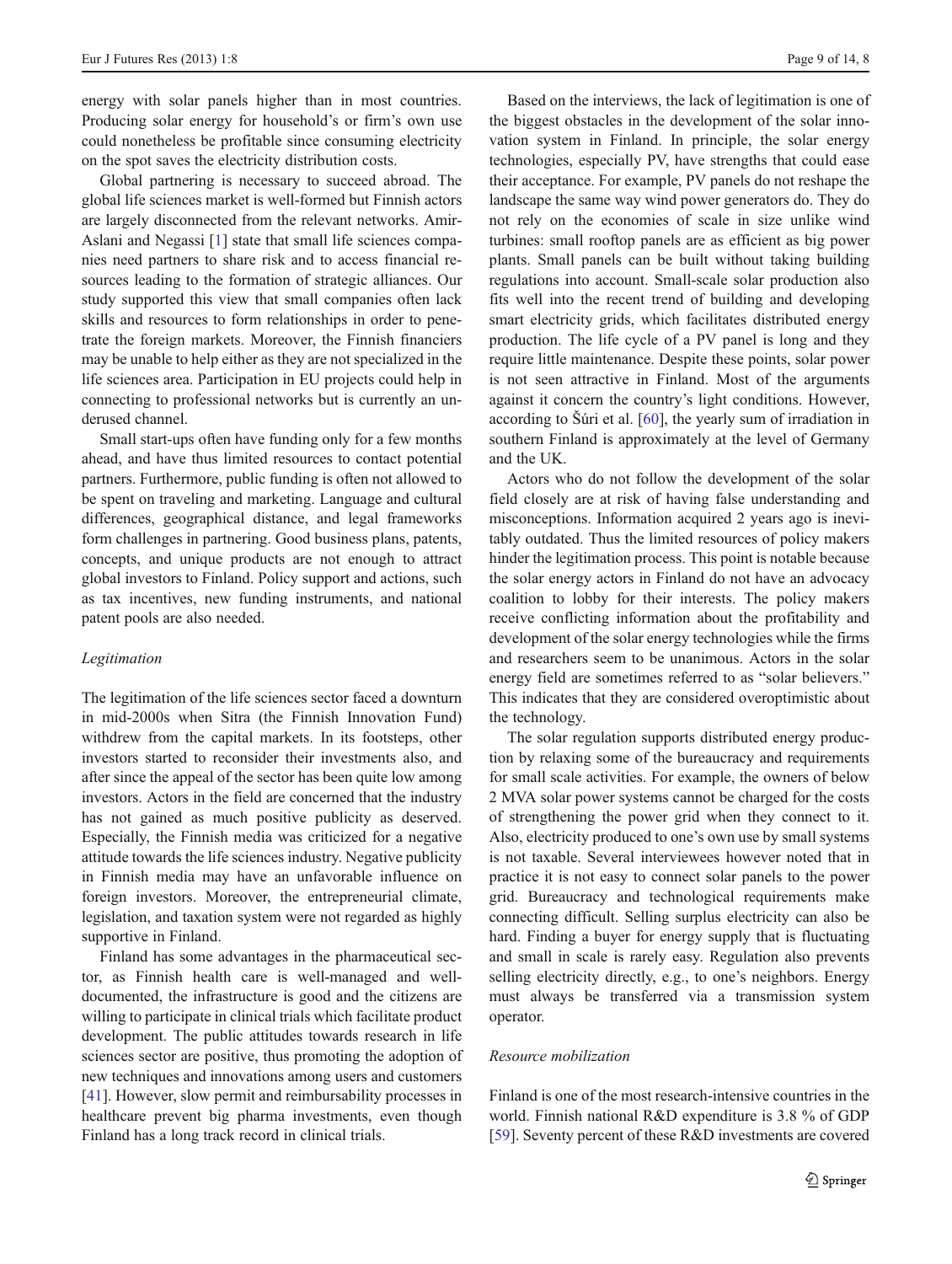energy with solar panels higher than in most countries. Producing solar energy for household's or firm's own use could nonetheless be profitable since consuming electricity on the spot saves the electricity distribution costs.

Global partnering is necessary to succeed abroad. The global life sciences market is well-formed but Finnish actors are largely disconnected from the relevant networks. Amir-Aslani and Negassi [1] state that small life sciences companies need partners to share risk and to access financial resources leading to the formation of strategic alliances. Our study supported this view that small companies often lack skills and resources to form relationships in order to penetrate the foreign markets. Moreover, the Finnish financiers may be unable to help either as they are not specialized in the life sciences area. Participation in EU projects could help in connecting to professional networks but is currently an underused channel.

Small start-ups often have funding only for a few months ahead, and have thus limited resources to contact potential partners. Furthermore, public funding is often not allowed to be spent on traveling and marketing. Language and cultural differences, geographical distance, and legal frameworks form challenges in partnering. Good business plans, patents, concepts, and unique products are not enough to attract global investors to Finland. Policy support and actions, such as tax incentives, new funding instruments, and national patent pools are also needed.

*Legitimation*

The legitimation of the life sciences sector faced a downturn in mid-2000s when Sitra (the Finnish Innovation Fund) withdrew from the capital markets. In its footsteps, other investors started to reconsider their investments also, and after since the appeal of the sector has been quite low among investors. Actors in the field are concerned that the industry has not gained as much positive publicity as deserved. Especially, the Finnish media was criticized for a negative attitude towards the life sciences industry. Negative publicity in Finnish media may have an unfavorable influence on foreign investors. Moreover, the entrepreneurial climate, legislation, and taxation system were not regarded as highly supportive in Finland.

Finland has some advantages in the pharmaceutical sector, as Finnish health care is well-managed and well-documented, the infrastructure is good and the citizens are willing to participate in clinical trials which facilitate product development. The public attitudes towards research in life sciences sector are positive, thus promoting the adoption of new techniques and innovations among users and customers [41]. However, slow permit and reimbursability processes in healthcare prevent big pharma investments, even though Finland has a long track record in clinical trials.

Based on the interviews, the lack of legitimation is one of the biggest obstacles in the development of the solar innovation system in Finland. In principle, the solar energy technologies, especially PV, have strengths that could ease their acceptance. For example, PV panels do not reshape the landscape the same way wind power generators do. They do not rely on the economies of scale in size unlike wind turbines: small rooftop panels are as efficient as big power plants. Small panels can be built without taking building regulations into account. Small-scale solar production also fits well into the recent trend of building and developing smart electricity grids, which facilitates distributed energy production. The life cycle of a PV panel is long and they require little maintenance. Despite these points, solar power is not seen attractive in Finland. Most of the arguments against it concern the country's light conditions. However, according to Šúri et al. [60], the yearly sum of irradiation in southern Finland is approximately at the level of Germany and the UK.

Actors who do not follow the development of the solar field closely are at risk of having false understanding and misconceptions. Information acquired 2 years ago is inevitably outdated. Thus the limited resources of policy makers hinder the legitimation process. This point is notable because the solar energy actors in Finland do not have an advocacy coalition to lobby for their interests. The policy makers receive conflicting information about the profitability and development of the solar energy technologies while the firms and researchers seem to be unanimous. Actors in the solar energy field are sometimes referred to as "solar believers." This indicates that they are considered overoptimistic about the technology.

The solar regulation supports distributed energy production by relaxing some of the bureaucracy and requirements for small scale activities. For example, the owners of below 2 MVA solar power systems cannot be charged for the costs of strengthening the power grid when they connect to it. Also, electricity produced to one's own use by small systems is not taxable. Several interviewees however noted that in practice it is not easy to connect solar panels to the power grid. Bureaucracy and technological requirements make connecting difficult. Selling surplus electricity can also be hard. Finding a buyer for energy supply that is fluctuating and small in scale is rarely easy. Regulation also prevents selling electricity directly, e.g., to one's neighbors. Energy must always be transferred via a transmission system operator.

*Resource mobilization*

Finland is one of the most research-intensive countries in the world. Finnish national R&D expenditure is 3.8 % of GDP [59]. Seventy percent of these R&D investments are covered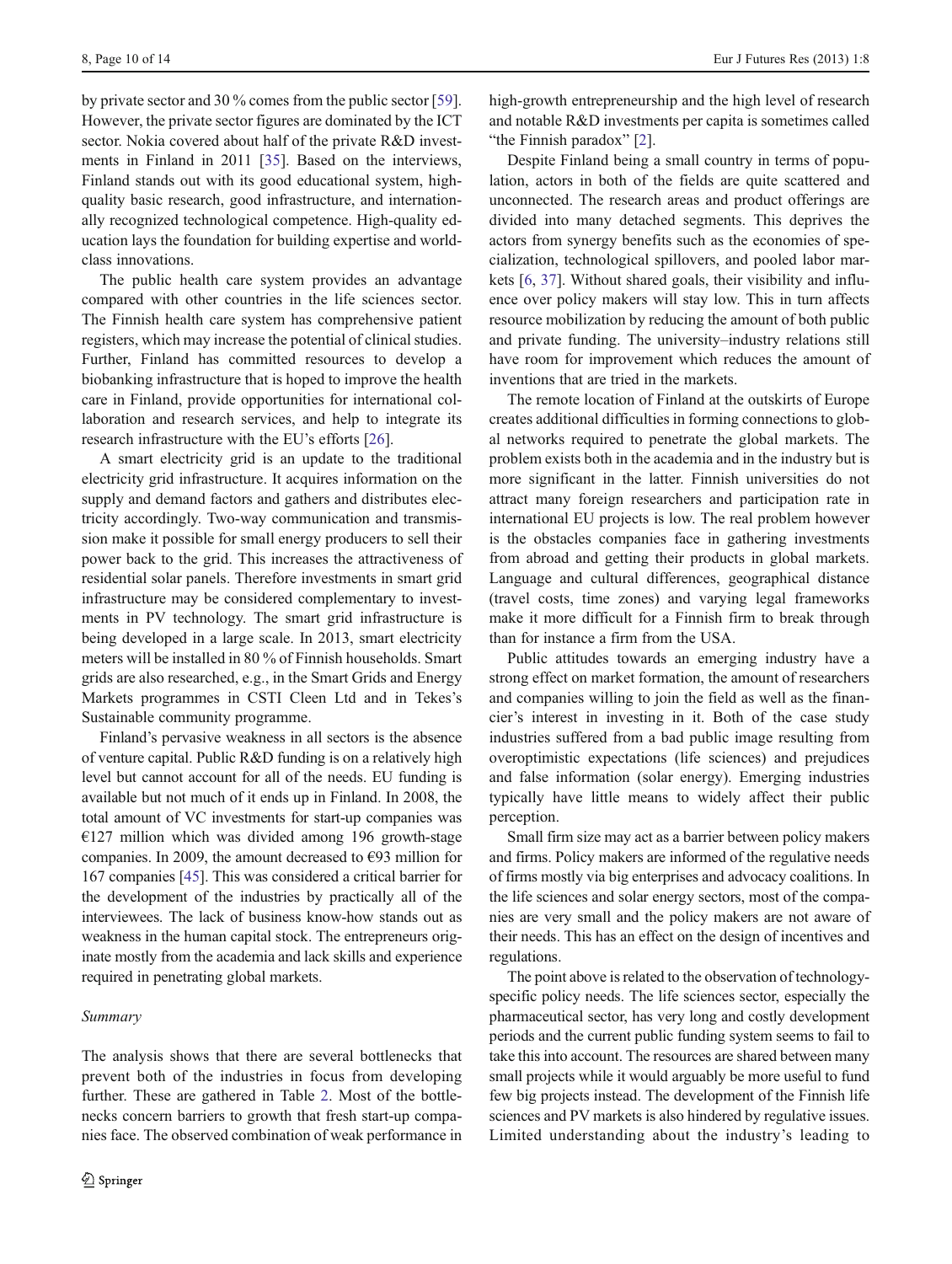by private sector and 30 % comes from the public sector [59]. However, the private sector figures are dominated by the ICT sector. Nokia covered about half of the private R&D investments in Finland in 2011 [35]. Based on the interviews, Finland stands out with its good educational system, high-quality basic research, good infrastructure, and internationally recognized technological competence. High-quality education lays the foundation for building expertise and world-class innovations.

The public health care system provides an advantage compared with other countries in the life sciences sector. The Finnish health care system has comprehensive patient registers, which may increase the potential of clinical studies. Further, Finland has committed resources to develop a biobanking infrastructure that is hoped to improve the health care in Finland, provide opportunities for international collaboration and research services, and help to integrate its research infrastructure with the EU's efforts [26].

A smart electricity grid is an update to the traditional electricity grid infrastructure. It acquires information on the supply and demand factors and gathers and distributes electricity accordingly. Two-way communication and transmission make it possible for small energy producers to sell their power back to the grid. This increases the attractiveness of residential solar panels. Therefore investments in smart grid infrastructure may be considered complementary to investments in PV technology. The smart grid infrastructure is being developed in a large scale. In 2013, smart electricity meters will be installed in 80 % of Finnish households. Smart grids are also researched, e.g., in the Smart Grids and Energy Markets programmes in CSTI Cleen Ltd and in Tekes's Sustainable community programme.

Finland's pervasive weakness in all sectors is the absence of venture capital. Public R&D funding is on a relatively high level but cannot account for all of the needs. EU funding is available but not much of it ends up in Finland. In 2008, the total amount of VC investments for start-up companies was €127 million which was divided among 196 growth-stage companies. In 2009, the amount decreased to €93 million for 167 companies [45]. This was considered a critical barrier for the development of the industries by practically all of the interviewees. The lack of business know-how stands out as weakness in the human capital stock. The entrepreneurs originate mostly from the academia and lack skills and experience required in penetrating global markets.

*Summary*

The analysis shows that there are several bottlenecks that prevent both of the industries in focus from developing further. These are gathered in Table 2. Most of the bottlenecks concern barriers to growth that fresh start-up companies face. The observed combination of weak performance in high-growth entrepreneurship and the high level of research and notable R&D investments per capita is sometimes called "the Finnish paradox" [2].

Despite Finland being a small country in terms of population, actors in both of the fields are quite scattered and unconnected. The research areas and product offerings are divided into many detached segments. This deprives the actors from synergy benefits such as the economies of specialization, technological spillovers, and pooled labor markets [6, 37]. Without shared goals, their visibility and influence over policy makers will stay low. This in turn affects resource mobilization by reducing the amount of both public and private funding. The university–industry relations still have room for improvement which reduces the amount of inventions that are tried in the markets.

The remote location of Finland at the outskirts of Europe creates additional difficulties in forming connections to global networks required to penetrate the global markets. The problem exists both in the academia and in the industry but is more significant in the latter. Finnish universities do not attract many foreign researchers and participation rate in international EU projects is low. The real problem however is the obstacles companies face in gathering investments from abroad and getting their products in global markets. Language and cultural differences, geographical distance (travel costs, time zones) and varying legal frameworks make it more difficult for a Finnish firm to break through than for instance a firm from the USA.

Public attitudes towards an emerging industry have a strong effect on market formation, the amount of researchers and companies willing to join the field as well as the financier's interest in investing in it. Both of the case study industries suffered from a bad public image resulting from overoptimistic expectations (life sciences) and prejudices and false information (solar energy). Emerging industries typically have little means to widely affect their public perception.

Small firm size may act as a barrier between policy makers and firms. Policy makers are informed of the regulative needs of firms mostly via big enterprises and advocacy coalitions. In the life sciences and solar energy sectors, most of the companies are very small and the policy makers are not aware of their needs. This has an effect on the design of incentives and regulations.

The point above is related to the observation of technology-specific policy needs. The life sciences sector, especially the pharmaceutical sector, has very long and costly development periods and the current public funding system seems to fail to take this into account. The resources are shared between many small projects while it would arguably be more useful to fund few big projects instead. The development of the Finnish life sciences and PV markets is also hindered by regulative issues. Limited understanding about the industry's leading to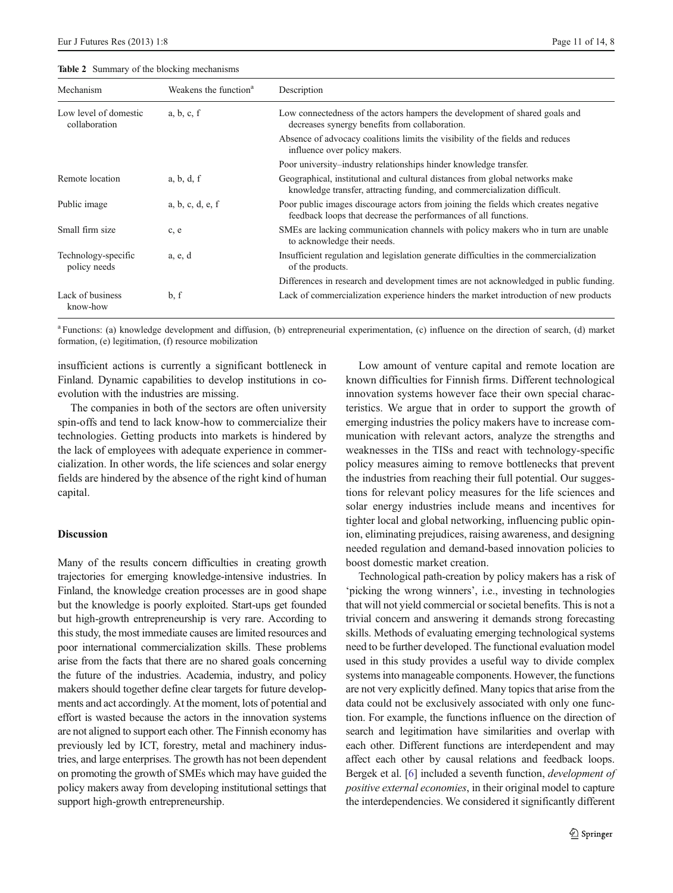**Table 2** Summary of the blocking mechanisms

| Mechanism | Weakens the function[a] | Description |
|---|---|---|
| Low level of domestic collaboration | a, b, c, f | Low connectedness of the actors hampers the development of shared goals and decreases synergy benefits from collaboration. |
| | | Absence of advocacy coalitions limits the visibility of the fields and reduces influence over policy makers. |
| | | Poor university–industry relationships hinder knowledge transfer. |
| Remote location | a, b, d, f | Geographical, institutional and cultural distances from global networks make knowledge transfer, attracting funding, and commercialization difficult. |
| Public image | a, b, c, d, e, f | Poor public images discourage actors from joining the fields which creates negative feedback loops that decrease the performances of all functions. |
| Small firm size | c, e | SMEs are lacking communication channels with policy makers who in turn are unable to acknowledge their needs. |
| Technology-specific policy needs | a, e, d | Insufficient regulation and legislation generate difficulties in the commercialization of the products. |
| | | Differences in research and development times are not acknowledged in public funding. |
| Lack of business know-how | b, f | Lack of commercialization experience hinders the market introduction of new products |

[a] Functions: (a) knowledge development and diffusion, (b) entrepreneurial experimentation, (c) influence on the direction of search, (d) market formation, (e) legitimation, (f) resource mobilization

insufficient actions is currently a significant bottleneck in Finland. Dynamic capabilities to develop institutions in co-evolution with the industries are missing.

The companies in both of the sectors are often university spin-offs and tend to lack know-how to commercialize their technologies. Getting products into markets is hindered by the lack of employees with adequate experience in commercialization. In other words, the life sciences and solar energy fields are hindered by the absence of the right kind of human capital.

## Discussion

Many of the results concern difficulties in creating growth trajectories for emerging knowledge-intensive industries. In Finland, the knowledge creation processes are in good shape but the knowledge is poorly exploited. Start-ups get founded but high-growth entrepreneurship is very rare. According to this study, the most immediate causes are limited resources and poor international commercialization skills. These problems arise from the facts that there are no shared goals concerning the future of the industries. Academia, industry, and policy makers should together define clear targets for future developments and act accordingly. At the moment, lots of potential and effort is wasted because the actors in the innovation systems are not aligned to support each other. The Finnish economy has previously led by ICT, forestry, metal and machinery industries, and large enterprises. The growth has not been dependent on promoting the growth of SMEs which may have guided the policy makers away from developing institutional settings that support high-growth entrepreneurship.

Low amount of venture capital and remote location are known difficulties for Finnish firms. Different technological innovation systems however face their own special characteristics. We argue that in order to support the growth of emerging industries the policy makers have to increase communication with relevant actors, analyze the strengths and weaknesses in the TISs and react with technology-specific policy measures aiming to remove bottlenecks that prevent the industries from reaching their full potential. Our suggestions for relevant policy measures for the life sciences and solar energy industries include means and incentives for tighter local and global networking, influencing public opinion, eliminating prejudices, raising awareness, and designing needed regulation and demand-based innovation policies to boost domestic market creation.

Technological path-creation by policy makers has a risk of 'picking the wrong winners', i.e., investing in technologies that will not yield commercial or societal benefits. This is not a trivial concern and answering it demands strong forecasting skills. Methods of evaluating emerging technological systems need to be further developed. The functional evaluation model used in this study provides a useful way to divide complex systems into manageable components. However, the functions are not very explicitly defined. Many topics that arise from the data could not be exclusively associated with only one function. For example, the functions influence on the direction of search and legitimation have similarities and overlap with each other. Different functions are interdependent and may affect each other by causal relations and feedback loops. Bergek et al. [6] included a seventh function, *development of positive external economies*, in their original model to capture the interdependencies. We considered it significantly different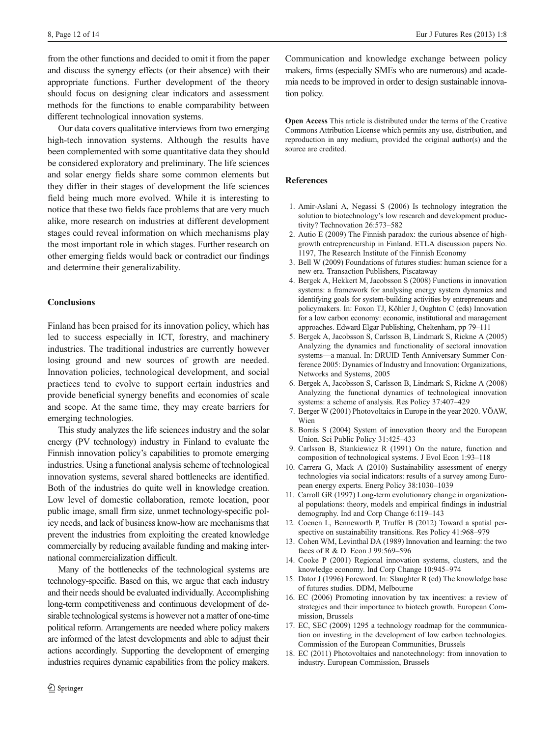from the other functions and decided to omit it from the paper and discuss the synergy effects (or their absence) with their appropriate functions. Further development of the theory should focus on designing clear indicators and assessment methods for the functions to enable comparability between different technological innovation systems.

Our data covers qualitative interviews from two emerging high-tech innovation systems. Although the results have been complemented with some quantitative data they should be considered exploratory and preliminary. The life sciences and solar energy fields share some common elements but they differ in their stages of development the life sciences field being much more evolved. While it is interesting to notice that these two fields face problems that are very much alike, more research on industries at different development stages could reveal information on which mechanisms play the most important role in which stages. Further research on other emerging fields would back or contradict our findings and determine their generalizability.

## Conclusions

Finland has been praised for its innovation policy, which has led to success especially in ICT, forestry, and machinery industries. The traditional industries are currently however losing ground and new sources of growth are needed. Innovation policies, technological development, and social practices tend to evolve to support certain industries and provide beneficial synergy benefits and economies of scale and scope. At the same time, they may create barriers for emerging technologies.

This study analyzes the life sciences industry and the solar energy (PV technology) industry in Finland to evaluate the Finnish innovation policy's capabilities to promote emerging industries. Using a functional analysis scheme of technological innovation systems, several shared bottlenecks are identified. Both of the industries do quite well in knowledge creation. Low level of domestic collaboration, remote location, poor public image, small firm size, unmet technology-specific policy needs, and lack of business know-how are mechanisms that prevent the industries from exploiting the created knowledge commercially by reducing available funding and making international commercialization difficult.

Many of the bottlenecks of the technological systems are technology-specific. Based on this, we argue that each industry and their needs should be evaluated individually. Accomplishing long-term competitiveness and continuous development of desirable technological systems is however not a matter of one-time political reform. Arrangements are needed where policy makers are informed of the latest developments and able to adjust their actions accordingly. Supporting the development of emerging industries requires dynamic capabilities from the policy makers. Communication and knowledge exchange between policy makers, firms (especially SMEs who are numerous) and academia needs to be improved in order to design sustainable innovation policy.

**Open Access** This article is distributed under the terms of the Creative Commons Attribution License which permits any use, distribution, and reproduction in any medium, provided the original author(s) and the source are credited.

## References

1. Amir-Aslani A, Negassi S (2006) Is technology integration the solution to biotechnology's low research and development productivity? Technovation 26:573–582
2. Autio E (2009) The Finnish paradox: the curious absence of high-growth entrepreneurship in Finland. ETLA discussion papers No. 1197, The Research Institute of the Finnish Economy
3. Bell W (2009) Foundations of futures studies: human science for a new era. Transaction Publishers, Piscataway
4. Bergek A, Hekkert M, Jacobsson S (2008) Functions in innovation systems: a framework for analysing energy system dynamics and identifying goals for system-building activities by entrepreneurs and policymakers. In: Foxon TJ, Köhler J, Oughton C (eds) Innovation for a low carbon economy: economic, institutional and management approaches. Edward Elgar Publishing, Cheltenham, pp 79–111
5. Bergek A, Jacobsson S, Carlsson B, Lindmark S, Rickne A (2005) Analyzing the dynamics and functionality of sectoral innovation systems—a manual. In: DRUID Tenth Anniversary Summer Conference 2005: Dynamics of Industry and Innovation: Organizations, Networks and Systems, 2005
6. Bergek A, Jacobsson S, Carlsson B, Lindmark S, Rickne A (2008) Analyzing the functional dynamics of technological innovation systems: a scheme of analysis. Res Policy 37:407–429
7. Berger W (2001) Photovoltaics in Europe in the year 2020. VÖAW, Wien
8. Borrás S (2004) System of innovation theory and the European Union. Sci Public Policy 31:425–433
9. Carlsson B, Stankiewicz R (1991) On the nature, function and composition of technological systems. J Evol Econ 1:93–118
10. Carrera G, Mack A (2010) Sustainability assessment of energy technologies via social indicators: results of a survey among European energy experts. Energ Policy 38:1030–1039
11. Carroll GR (1997) Long-term evolutionary change in organizational populations: theory, models and empirical findings in industrial demography. Ind and Corp Change 6:119–143
12. Coenen L, Benneworth P, Truffer B (2012) Toward a spatial perspective on sustainability transitions. Res Policy 41:968–979
13. Cohen WM, Levinthal DA (1989) Innovation and learning: the two faces of R & D. Econ J 99:569–596
14. Cooke P (2001) Regional innovation systems, clusters, and the knowledge economy. Ind Corp Change 10:945–974
15. Dator J (1996) Foreword. In: Slaughter R (ed) The knowledge base of futures studies. DDM, Melbourne
16. EC (2006) Promoting innovation by tax incentives: a review of strategies and their importance to biotech growth. European Commission, Brussels
17. EC, SEC (2009) 1295 a technology roadmap for the communication on investing in the development of low carbon technologies. Commission of the European Communities, Brussels
18. EC (2011) Photovoltaics and nanotechnology: from innovation to industry. European Commission, Brussels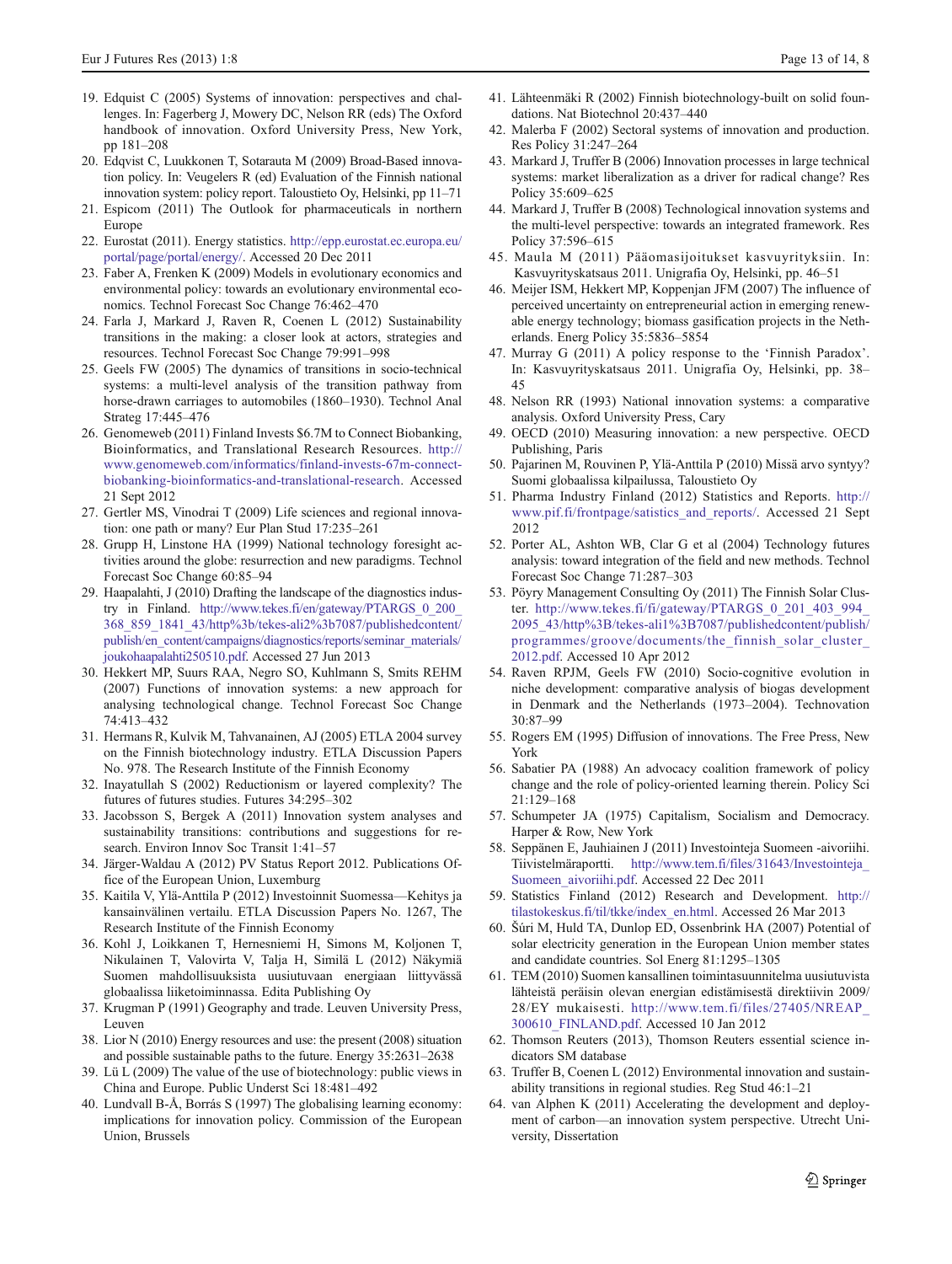19. Edquist C (2005) Systems of innovation: perspectives and challenges. In: Fagerberg J, Mowery DC, Nelson RR (eds) The Oxford handbook of innovation. Oxford University Press, New York, pp 181–208
20. Edqvist C, Luukkonen T, Sotarauta M (2009) Broad-Based innovation policy. In: Veugelers R (ed) Evaluation of the Finnish national innovation system: policy report. Taloustieto Oy, Helsinki, pp 11–71
21. Espicom (2011) The Outlook for pharmaceuticals in northern Europe
22. Eurostat (2011). Energy statistics. http://epp.eurostat.ec.europa.eu/portal/page/portal/energy/. Accessed 20 Dec 2011
23. Faber A, Frenken K (2009) Models in evolutionary economics and environmental policy: towards an evolutionary environmental economics. Technol Forecast Soc Change 76:462–470
24. Farla J, Markard J, Raven R, Coenen L (2012) Sustainability transitions in the making: a closer look at actors, strategies and resources. Technol Forecast Soc Change 79:991–998
25. Geels FW (2005) The dynamics of transitions in socio-technical systems: a multi-level analysis of the transition pathway from horse-drawn carriages to automobiles (1860–1930). Technol Anal Strateg 17:445–476
26. Genomeweb (2011) Finland Invests $6.7M to Connect Biobanking, Bioinformatics, and Translational Research Resources. http://www.genomeweb.com/informatics/finland-invests-67m-connect-biobanking-bioinformatics-and-translational-research. Accessed 21 Sept 2012
27. Gertler MS, Vinodrai T (2009) Life sciences and regional innovation: one path or many? Eur Plan Stud 17:235–261
28. Grupp H, Linstone HA (1999) National technology foresight activities around the globe: resurrection and new paradigms. Technol Forecast Soc Change 60:85–94
29. Haapalahti, J (2010) Drafting the landscape of the diagnostics industry in Finland. http://www.tekes.fi/en/gateway/PTARGS_0_200_368_859_1841_43/http%3b/tekes-ali2%3b7087/publishedcontent/publish/en_content/campaigns/diagnostics/reports/seminar_materials/joukohaapalahti250510.pdf. Accessed 27 Jun 2013
30. Hekkert MP, Suurs RAA, Negro SO, Kuhlmann S, Smits REHM (2007) Functions of innovation systems: a new approach for analysing technological change. Technol Forecast Soc Change 74:413–432
31. Hermans R, Kulvik M, Tahvanainen, AJ (2005) ETLA 2004 survey on the Finnish biotechnology industry. ETLA Discussion Papers No. 978. The Research Institute of the Finnish Economy
32. Inayatullah S (2002) Reductionism or layered complexity? The futures of futures studies. Futures 34:295–302
33. Jacobsson S, Bergek A (2011) Innovation system analyses and sustainability transitions: contributions and suggestions for research. Environ Innov Soc Transit 1:41–57
34. Järger-Waldau A (2012) PV Status Report 2012. Publications Office of the European Union, Luxemburg
35. Kaitila V, Ylä-Anttila P (2012) Investoinnit Suomessa—Kehitys ja kansainvälinen vertailu. ETLA Discussion Papers No. 1267, The Research Institute of the Finnish Economy
36. Kohl J, Loikkanen T, Hernesniemi H, Simons M, Koljonen T, Nikulainen T, Valovirta V, Talja H, Similä L (2012) Näkymiä Suomen mahdollisuuksista uusiutuvaan energiaan liittyvässä globaalissa liiketoiminnassa. Edita Publishing Oy
37. Krugman P (1991) Geography and trade. Leuven University Press, Leuven
38. Lior N (2010) Energy resources and use: the present (2008) situation and possible sustainable paths to the future. Energy 35:2631–2638
39. Lü L (2009) The value of the use of biotechnology: public views in China and Europe. Public Underst Sci 18:481–492
40. Lundvall B-Å, Borrás S (1997) The globalising learning economy: implications for innovation policy. Commission of the European Union, Brussels
41. Lähteenmäki R (2002) Finnish biotechnology-built on solid foundations. Nat Biotechnol 20:437–440
42. Malerba F (2002) Sectoral systems of innovation and production. Res Policy 31:247–264
43. Markard J, Truffer B (2006) Innovation processes in large technical systems: market liberalization as a driver for radical change? Res Policy 35:609–625
44. Markard J, Truffer B (2008) Technological innovation systems and the multi-level perspective: towards an integrated framework. Res Policy 37:596–615
45. Maula M (2011) Pääomasijoitukset kasvuyrityksiin. In: Kasvuyrityskatsaus 2011. Unigrafia Oy, Helsinki, pp. 46–51
46. Meijer ISM, Hekkert MP, Koppenjan JFM (2007) The influence of perceived uncertainty on entrepreneurial action in emerging renewable energy technology; biomass gasification projects in the Netherlands. Energ Policy 35:5836–5854
47. Murray G (2011) A policy response to the 'Finnish Paradox'. In: Kasvuyrityskatsaus 2011. Unigrafia Oy, Helsinki, pp. 38–45
48. Nelson RR (1993) National innovation systems: a comparative analysis. Oxford University Press, Cary
49. OECD (2010) Measuring innovation: a new perspective. OECD Publishing, Paris
50. Pajarinen M, Rouvinen P, Ylä-Anttila P (2010) Missä arvo syntyy? Suomi globaalissa kilpailussa, Taloustieto Oy
51. Pharma Industry Finland (2012) Statistics and Reports. http://www.pif.fi/frontpage/satistics_and_reports/. Accessed 21 Sept 2012
52. Porter AL, Ashton WB, Clar G et al (2004) Technology futures analysis: toward integration of the field and new methods. Technol Forecast Soc Change 71:287–303
53. Pöyry Management Consulting Oy (2011) The Finnish Solar Cluster. http://www.tekes.fi/fi/gateway/PTARGS_0_201_403_994_2095_43/http%3B/tekes-ali1%3B7087/publishedcontent/publish/programmes/groove/documents/the_finnish_solar_cluster_2012.pdf. Accessed 10 Apr 2012
54. Raven RPJM, Geels FW (2010) Socio-cognitive evolution in niche development: comparative analysis of biogas development in Denmark and the Netherlands (1973–2004). Technovation 30:87–99
55. Rogers EM (1995) Diffusion of innovations. The Free Press, New York
56. Sabatier PA (1988) An advocacy coalition framework of policy change and the role of policy-oriented learning therein. Policy Sci 21:129–168
57. Schumpeter JA (1975) Capitalism, Socialism and Democracy. Harper & Row, New York
58. Seppänen E, Jauhiainen J (2011) Investointeja Suomeen -aivoriihi. Tiivistelmäraportti. http://www.tem.fi/files/31643/Investointeja_Suomeen_aivoriihi.pdf. Accessed 22 Dec 2011
59. Statistics Finland (2012) Research and Development. http://tilastokeskus.fi/til/tkke/index_en.html. Accessed 26 Mar 2013
60. Šúri M, Huld TA, Dunlop ED, Ossenbrink HA (2007) Potential of solar electricity generation in the European Union member states and candidate countries. Sol Energ 81:1295–1305
61. TEM (2010) Suomen kansallinen toimintasuunnitelma uusiutuvista lähteistä peräisin olevan energian edistämisestä direktiivin 2009/28/EY mukaisesti. http://www.tem.fi/files/27405/NREAP_300610_FINLAND.pdf. Accessed 10 Jan 2012
62. Thomson Reuters (2013), Thomson Reuters essential science indicators SM database
63. Truffer B, Coenen L (2012) Environmental innovation and sustainability transitions in regional studies. Reg Stud 46:1–21
64. van Alphen K (2011) Accelerating the development and deployment of carbon—an innovation system perspective. Utrecht University, Dissertation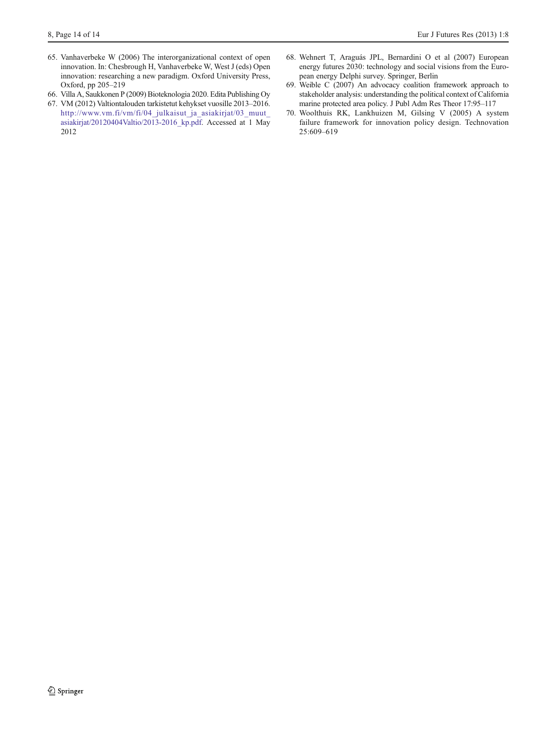65. Vanhaverbeke W (2006) The interorganizational context of open innovation. In: Chesbrough H, Vanhaverbeke W, West J (eds) Open innovation: researching a new paradigm. Oxford University Press, Oxford, pp 205–219
66. Villa A, Saukkonen P (2009) Bioteknologia 2020. Edita Publishing Oy
67. VM (2012) Valtiontalouden tarkistetut kehykset vuosille 2013–2016. http://www.vm.fi/vm/fi/04_julkaisut_ja_asiakirjat/03_muut_asiakirjat/20120404Valtio/2013-2016_kp.pdf. Accessed at 1 May 2012
68. Wehnert T, Araguás JPL, Bernardini O et al (2007) European energy futures 2030: technology and social visions from the European energy Delphi survey. Springer, Berlin
69. Weible C (2007) An advocacy coalition framework approach to stakeholder analysis: understanding the political context of California marine protected area policy. J Publ Adm Res Theor 17:95–117
70. Woolthuis RK, Lankhuizen M, Gilsing V (2005) A system failure framework for innovation policy design. Technovation 25:609–619